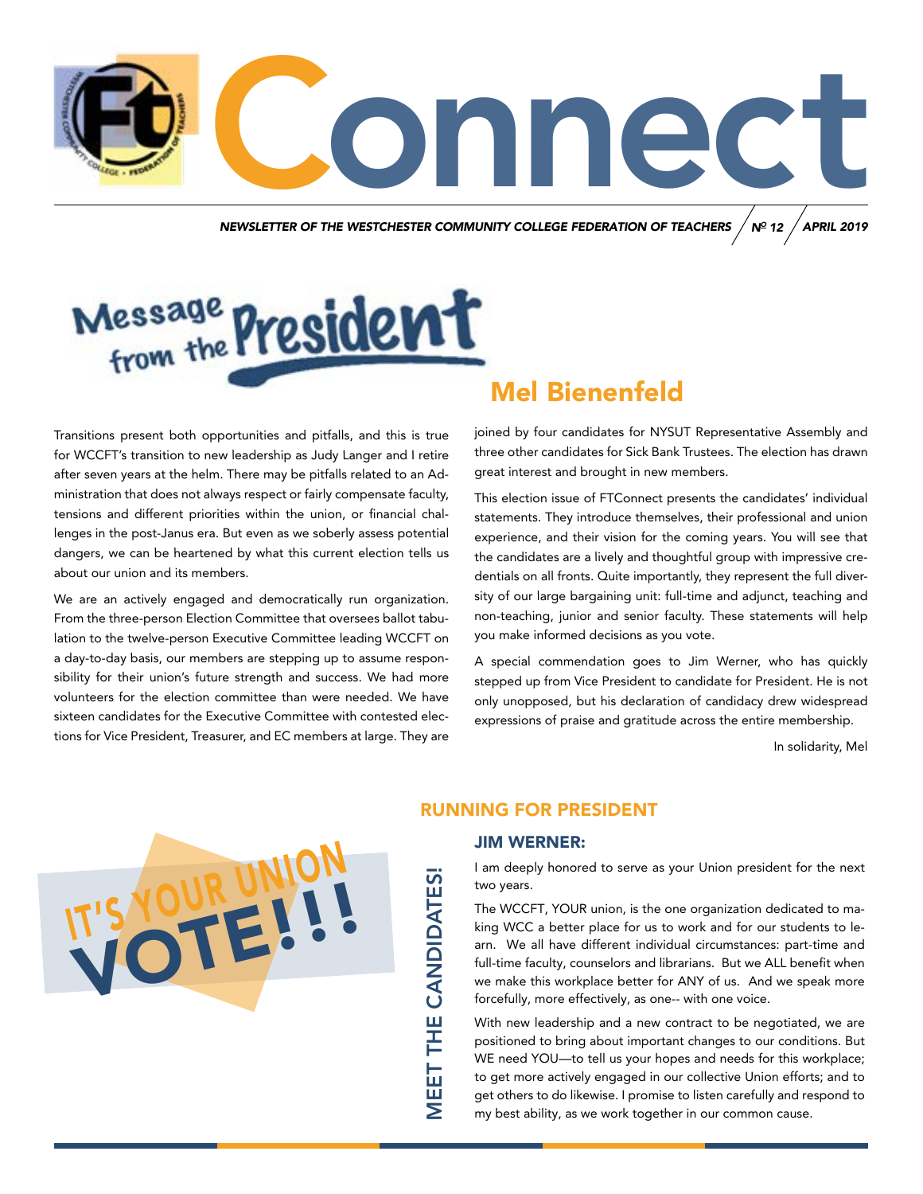# FT Connect

*NEWSLETTER OF THE WESTCHESTER COMMUNITY COLLEGE FEDERATION OF TEACHERS / Nº 12 / APRIL 2019*

## Message from the President

## Mel Bienenfeld

Transitions present both opportunities and pitfalls, and this is true for WCCFT's transition to new leadership as Judy Langer and I retire after seven years at the helm. There may be pitfalls related to an Administration that does not always respect or fairly compensate faculty, tensions and different priorities within the union, or financial challenges in the post-Janus era. But even as we soberly assess potential dangers, we can be heartened by what this current election tells us about our union and its members.

We are an actively engaged and democratically run organization. From the three-person Election Committee that oversees ballot tabulation to the twelve-person Executive Committee leading WCCFT on a day-to-day basis, our members are stepping up to assume responsibility for their union's future strength and success. We had more volunteers for the election committee than were needed. We have sixteen candidates for the Executive Committee with contested elections for Vice President, Treasurer, and EC members at large. They are joined by four candidates for NYSUT Representative Assembly and three other candidates for Sick Bank Trustees. The election has drawn great interest and brought in new members.

This election issue of FTConnect presents the candidates' individual statements. They introduce themselves, their professional and union experience, and their vision for the coming years. You will see that the candidates are a lively and thoughtful group with impressive credentials on all fronts. Quite importantly, they represent the full diversity of our large bargaining unit: full-time and adjunct, teaching and non-teaching, junior and senior faculty. These statements will help you make informed decisions as you vote.

A special commendation goes to Jim Werner, who has quickly stepped up from Vice President to candidate for President. He is not only unopposed, but his declaration of candidacy drew widespread expressions of praise and gratitude across the entire membership.

In solidarity, Mel

IT'S YOUR UNION VOTE!!!

## MEET THE CANDIDATES!

### RUNNING FOR PRESIDENT

#### JIM WERNER:

I am deeply honored to serve as your Union president for the next two years.

The WCCFT, YOUR union, is the one organization dedicated to making WCC a better place for us to work and for our students to learn. We all have different individual circumstances: part-time and full-time faculty, counselors and librarians. But we ALL benefit when we make this workplace better for ANY of us. And we speak more forcefully, more effectively, as one-- with one voice.

With new leadership and a new contract to be negotiated, we are positioned to bring about important changes to our conditions. But WE need YOU—to tell us your hopes and needs for this workplace; to get more actively engaged in our collective Union efforts; and to get others to do likewise. I promise to listen carefully and respond to my best ability, as we work together in our common cause.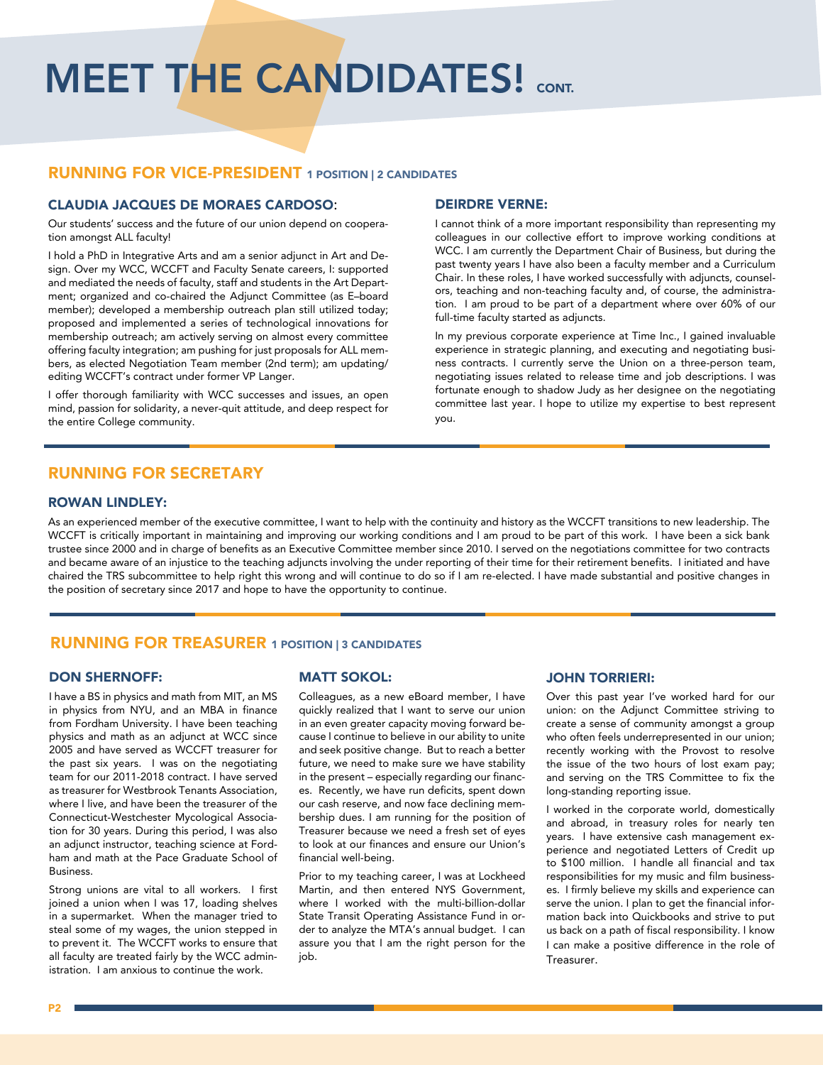# MEET THE CANDIDATES! CONT.

## RUNNING FOR VICE-PRESIDENT 1 POSITION | 2 CANDIDATES

### CLAUDIA JACQUES DE MORAES CARDOSO:

Our students' success and the future of our union depend on cooperation amongst ALL faculty!

I hold a PhD in Integrative Arts and am a senior adjunct in Art and Design. Over my WCC, WCCFT and Faculty Senate careers, I: supported and mediated the needs of faculty, staff and students in the Art Department; organized and co-chaired the Adjunct Committee (as E–board member); developed a membership outreach plan still utilized today; proposed and implemented a series of technological innovations for membership outreach; am actively serving on almost every committee offering faculty integration; am pushing for just proposals for ALL members, as elected Negotiation Team member (2nd term); am updating/editing WCCFT's contract under former VP Langer.

I offer thorough familiarity with WCC successes and issues, an open mind, passion for solidarity, a never-quit attitude, and deep respect for the entire College community.

### DEIRDRE VERNE:

I cannot think of a more important responsibility than representing my colleagues in our collective effort to improve working conditions at WCC. I am currently the Department Chair of Business, but during the past twenty years I have also been a faculty member and a Curriculum Chair. In these roles, I have worked successfully with adjuncts, counselors, teaching and non-teaching faculty and, of course, the administration. I am proud to be part of a department where over 60% of our full-time faculty started as adjuncts.

In my previous corporate experience at Time Inc., I gained invaluable experience in strategic planning, and executing and negotiating business contracts. I currently serve the Union on a three-person team, negotiating issues related to release time and job descriptions. I was fortunate enough to shadow Judy as her designee on the negotiating committee last year. I hope to utilize my expertise to best represent you.

## RUNNING FOR SECRETARY

### ROWAN LINDLEY:

As an experienced member of the executive committee, I want to help with the continuity and history as the WCCFT transitions to new leadership. The WCCFT is critically important in maintaining and improving our working conditions and I am proud to be part of this work. I have been a sick bank trustee since 2000 and in charge of benefits as an Executive Committee member since 2010. I served on the negotiations committee for two contracts and became aware of an injustice to the teaching adjuncts involving the under reporting of their time for their retirement benefits. I initiated and have chaired the TRS subcommittee to help right this wrong and will continue to do so if I am re-elected. I have made substantial and positive changes in the position of secretary since 2017 and hope to have the opportunity to continue.

## RUNNING FOR TREASURER 1 POSITION | 3 CANDIDATES

### DON SHERNOFF:

I have a BS in physics and math from MIT, an MS in physics from NYU, and an MBA in finance from Fordham University. I have been teaching physics and math as an adjunct at WCC since 2005 and have served as WCCFT treasurer for the past six years. I was on the negotiating team for our 2011-2018 contract. I have served as treasurer for Westbrook Tenants Association, where I live, and have been the treasurer of the Connecticut-Westchester Mycological Association for 30 years. During this period, I was also an adjunct instructor, teaching science at Fordham and math at the Pace Graduate School of Business.

Strong unions are vital to all workers. I first joined a union when I was 17, loading shelves in a supermarket. When the manager tried to steal some of my wages, the union stepped in to prevent it. The WCCFT works to ensure that all faculty are treated fairly by the WCC administration. I am anxious to continue the work.

### MATT SOKOL:

Colleagues, as a new eBoard member, I have quickly realized that I want to serve our union in an even greater capacity moving forward because I continue to believe in our ability to unite and seek positive change. But to reach a better future, we need to make sure we have stability in the present – especially regarding our finances. Recently, we have run deficits, spent down our cash reserve, and now face declining membership dues. I am running for the position of Treasurer because we need a fresh set of eyes to look at our finances and ensure our Union's financial well-being.

Prior to my teaching career, I was at Lockheed Martin, and then entered NYS Government, where I worked with the multi-billion-dollar State Transit Operating Assistance Fund in order to analyze the MTA's annual budget. I can assure you that I am the right person for the job.

### JOHN TORRIERI:

Over this past year I've worked hard for our union: on the Adjunct Committee striving to create a sense of community amongst a group who often feels underrepresented in our union; recently working with the Provost to resolve the issue of the two hours of lost exam pay; and serving on the TRS Committee to fix the long-standing reporting issue.

I worked in the corporate world, domestically and abroad, in treasury roles for nearly ten years. I have extensive cash management experience and negotiated Letters of Credit up to $100 million. I handle all financial and tax responsibilities for my music and film businesses. I firmly believe my skills and experience can serve the union. I plan to get the financial information back into Quickbooks and strive to put us back on a path of fiscal responsibility. I know I can make a positive difference in the role of Treasurer.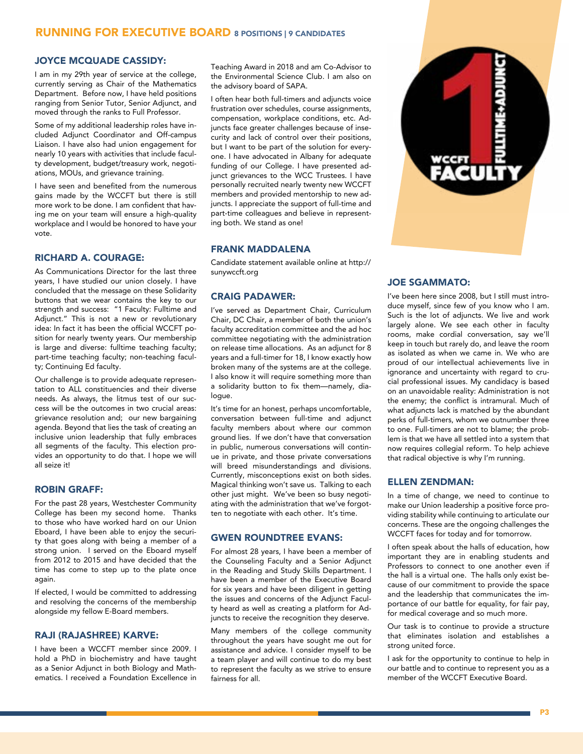# RUNNING FOR EXECUTIVE BOARD 8 POSITIONS | 9 CANDIDATES

### JOYCE MCQUADE CASSIDY:

I am in my 29th year of service at the college, currently serving as Chair of the Mathematics Department. Before now, I have held positions ranging from Senior Tutor, Senior Adjunct, and moved through the ranks to Full Professor.

Some of my additional leadership roles have included Adjunct Coordinator and Off-campus Liaison. I have also had union engagement for nearly 10 years with activities that include faculty development, budget/treasury work, negotiations, MOUs, and grievance training.

I have seen and benefited from the numerous gains made by the WCCFT but there is still more work to be done. I am confident that having me on your team will ensure a high-quality workplace and I would be honored to have your vote.

### RICHARD A. COURAGE:

As Communications Director for the last three years, I have studied our union closely. I have concluded that the message on these Solidarity buttons that we wear contains the key to our strength and success: "1 Faculty: Fulltime and Adjunct." This is not a new or revolutionary idea: In fact it has been the official WCCFT position for nearly twenty years. Our membership is large and diverse: fulltime teaching faculty; part-time teaching faculty; non-teaching faculty; Continuing Ed faculty.

Our challenge is to provide adequate representation to ALL constituencies and their diverse needs. As always, the litmus test of our success will be the outcomes in two crucial areas: grievance resolution and; our new bargaining agenda. Beyond that lies the task of creating an inclusive union leadership that fully embraces all segments of the faculty. This election provides an opportunity to do that. I hope we will all seize it!

### ROBIN GRAFF:

For the past 28 years, Westchester Community College has been my second home. Thanks to those who have worked hard on our Union Eboard, I have been able to enjoy the security that goes along with being a member of a strong union. I served on the Eboard myself from 2012 to 2015 and have decided that the time has come to step up to the plate once again.

If elected, I would be committed to addressing and resolving the concerns of the membership alongside my fellow E-Board members.

### RAJI (RAJASHREE) KARVE:

I have been a WCCFT member since 2009. I hold a PhD in biochemistry and have taught as a Senior Adjunct in both Biology and Mathematics. I received a Foundation Excellence in Teaching Award in 2018 and am Co-Advisor to the Environmental Science Club. I am also on the advisory board of SAPA.

I often hear both full-timers and adjuncts voice frustration over schedules, course assignments, compensation, workplace conditions, etc. Adjuncts face greater challenges because of insecurity and lack of control over their positions, but I want to be part of the solution for everyone. I have advocated in Albany for adequate funding of our College. I have presented adjunct grievances to the WCC Trustees. I have personally recruited nearly twenty new WCCFT members and provided mentorship to new adjuncts. I appreciate the support of full-time and part-time colleagues and believe in representing both. We stand as one!

### FRANK MADDALENA

Candidate statement available online at http://sunywccft.org

### CRAIG PADAWER:

I've served as Department Chair, Curriculum Chair, DC Chair, a member of both the union's faculty accreditation committee and the ad hoc committee negotiating with the administration on release time allocations. As an adjunct for 8 years and a full-timer for 18, I know exactly how broken many of the systems are at the college. I also know it will require something more than a solidarity button to fix them—namely, dialogue.

It's time for an honest, perhaps uncomfortable, conversation between full-time and adjunct faculty members about where our common ground lies. If we don't have that conversation in public, numerous conversations will continue in private, and those private conversations will breed misunderstandings and divisions. Currently, misconceptions exist on both sides. Magical thinking won't save us. Talking to each other just might. We've been so busy negotiating with the administration that we've forgotten to negotiate with each other. It's time.

### GWEN ROUNDTREE EVANS:

For almost 28 years, I have been a member of the Counseling Faculty and a Senior Adjunct in the Reading and Study Skills Department. I have been a member of the Executive Board for six years and have been diligent in getting the issues and concerns of the Adjunct Faculty heard as well as creating a platform for Adjuncts to receive the recognition they deserve.

Many members of the college community throughout the years have sought me out for assistance and advice. I consider myself to be a team player and will continue to do my best to represent the faculty as we strive to ensure fairness for all.

### JOE SGAMMATO:

I've been here since 2008, but I still must introduce myself, since few of you know who I am. Such is the lot of adjuncts. We live and work largely alone. We see each other in faculty rooms, make cordial conversation, say we'll keep in touch but rarely do, and leave the room as isolated as when we came in. We who are proud of our intellectual achievements live in ignorance and uncertainty with regard to crucial professional issues. My candidacy is based on an unavoidable reality: Administration is not the enemy; the conflict is intramural. Much of what adjuncts lack is matched by the abundant perks of full-timers, whom we outnumber three to one. Full-timers are not to blame; the problem is that we have all settled into a system that now requires collegial reform. To help achieve that radical objective is why I'm running.

### ELLEN ZENDMAN:

In a time of change, we need to continue to make our Union leadership a positive force providing stability while continuing to articulate our concerns. These are the ongoing challenges the WCCFT faces for today and for tomorrow.

I often speak about the halls of education, how important they are in enabling students and Professors to connect to one another even if the hall is a virtual one. The halls only exist because of our commitment to provide the space and the leadership that communicates the importance of our battle for equality, for fair pay, for medical coverage and so much more.

Our task is to continue to provide a structure that eliminates isolation and establishes a strong united force.

I ask for the opportunity to continue to help in our battle and to continue to represent you as a member of the WCCFT Executive Board.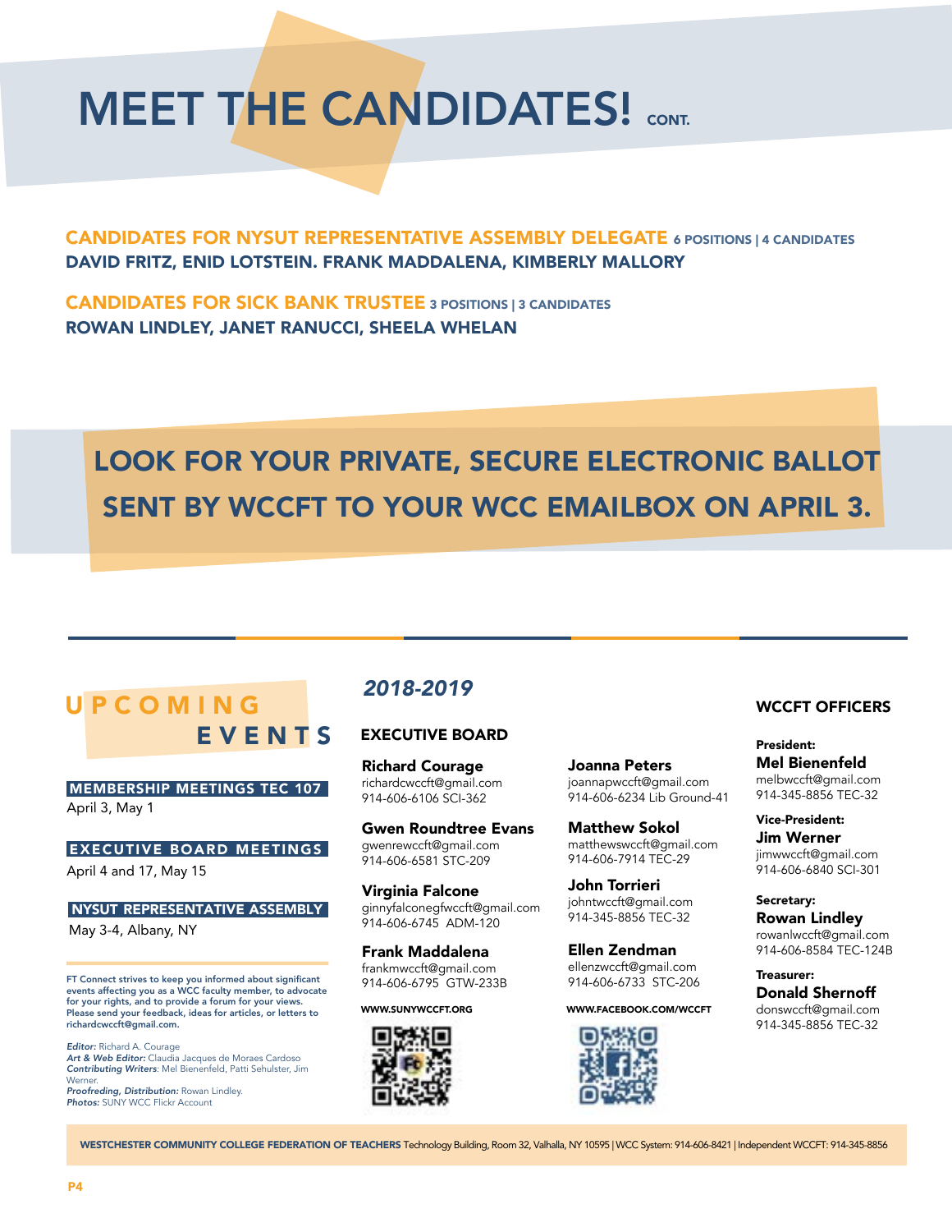# MEET THE CANDIDATES! CONT.

## CANDIDATES FOR NYSUT REPRESENTATIVE ASSEMBLY DELEGATE 6 POSITIONS | 4 CANDIDATES

**DAVID FRITZ, ENID LOTSTEIN. FRANK MADDALENA, KIMBERLY MALLORY**

## CANDIDATES FOR SICK BANK TRUSTEE 3 POSITIONS | 3 CANDIDATES

**ROWAN LINDLEY, JANET RANUCCI, SHEELA WHELAN**

## LOOK FOR YOUR PRIVATE, SECURE ELECTRONIC BALLOT SENT BY WCCFT TO YOUR WCC EMAILBOX ON APRIL 3.

## UPCOMING EVENTS

**MEMBERSHIP MEETINGS TEC 107**
April 3, May 1

**EXECUTIVE BOARD MEETINGS**
April 4 and 17, May 15

**NYSUT REPRESENTATIVE ASSEMBLY**
May 3-4, Albany, NY

**FT Connect strives to keep you informed about significant events affecting you as a WCC faculty member, to advocate for your rights, and to provide a forum for your views. Please send your feedback, ideas for articles, or letters to richardcwccft@gmail.com.**

***Editor:*** Richard A. Courage
***Art & Web Editor:*** Claudia Jacques de Moraes Cardoso
***Contributing Writers*:** Mel Bienenfeld, Patti Sehulster, Jim Werner.
***Proofreding, Distribution:*** Rowan Lindley.
***Photos:*** SUNY WCC Flickr Account

## *2018-2019*

### EXECUTIVE BOARD

**Richard Courage**
richardcwccft@gmail.com
914-606-6106 SCI-362

**Gwen Roundtree Evans**
gwenrewccft@gmail.com
914-606-6581 STC-209

**Virginia Falcone**
ginnyfalconegfwccft@gmail.com
914-606-6745 ADM-120

**Frank Maddalena**
frankmwccft@gmail.com
914-606-6795 GTW-233B

**Joanna Peters**
joannapwccft@gmail.com
914-606-6234 Lib Ground-41

**Matthew Sokol**
matthewswccft@gmail.com
914-606-7914 TEC-29

**John Torrieri**
johntwccft@gmail.com
914-345-8856 TEC-32

**Ellen Zendman**
ellenzwccft@gmail.com
914-606-6733 STC-206

**WWW.SUNYWCCFT.ORG**

**WWW.FACEBOOK.COM/WCCFT**

### WCCFT OFFICERS

**President:**
**Mel Bienenfeld**
melbwccft@gmail.com
914-345-8856 TEC-32

**Vice-President:**
**Jim Werner**
jimwwccft@gmail.com
914-606-6840 SCI-301

**Secretary:**
**Rowan Lindley**
rowanlwccft@gmail.com
914-606-8584 TEC-124B

**Treasurer:**
**Donald Shernoff**
donswccft@gmail.com
914-345-8856 TEC-32

**WESTCHESTER COMMUNITY COLLEGE FEDERATION OF TEACHERS** Technology Building, Room 32, Valhalla, NY 10595 | WCC System: 914-606-8421 | Independent WCCFT: 914-345-8856